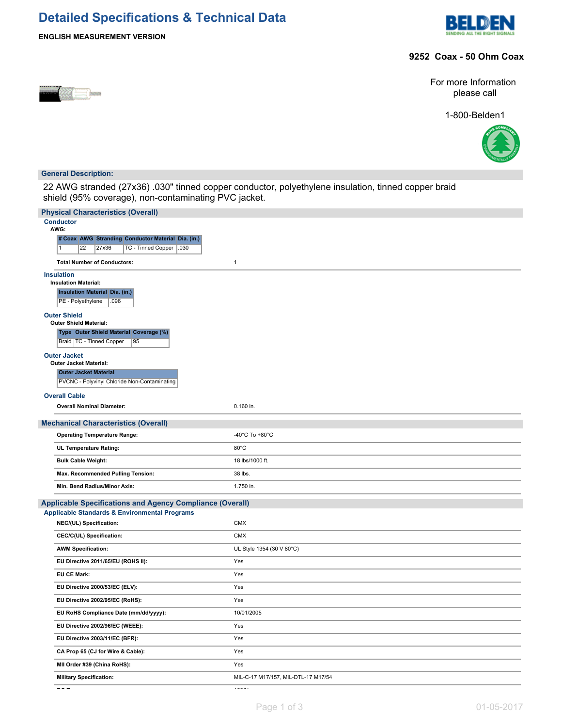# Detailed Specifications & Technical Data

**ENGLISH MEASUREMENT VERSION**

## 9252 Coax - 50 Ohm Coax

For more Information please call

1-800-Belden1

## General Description:

22 AWG stranded (27x36) .030" tinned copper conductor, polyethylene insulation, tinned copper braid shield (95% coverage), non-contaminating PVC jacket.

## Physical Characteristics (Overall)

### Conductor

**AWG:**

| # Coax | AWG | Stranding | Conductor Material | Dia. (in.) |
|---|---|---|---|---|
| 1 | 22 | 27x36 | TC - Tinned Copper | .030 |

**Total Number of Conductors:** 1

### Insulation

**Insulation Material:**

| Insulation Material | Dia. (in.) |
|---|---|
| PE - Polyethylene | .096 |

### Outer Shield

**Outer Shield Material:**

| Type | Outer Shield Material | Coverage (%) |
|---|---|---|
| Braid | TC - Tinned Copper | 95 |

### Outer Jacket

**Outer Jacket Material:**

| Outer Jacket Material |
|---|
| PVCNC - Polyvinyl Chloride Non-Contaminating |

### Overall Cable

**Overall Nominal Diameter:** 0.160 in.

## Mechanical Characteristics (Overall)

| | |
|---|---|
| **Operating Temperature Range:** | -40°C To +80°C |
| **UL Temperature Rating:** | 80°C |
| **Bulk Cable Weight:** | 18 lbs/1000 ft. |
| **Max. Recommended Pulling Tension:** | 38 lbs. |
| **Min. Bend Radius/Minor Axis:** | 1.750 in. |

## Applicable Specifications and Agency Compliance (Overall)

### Applicable Standards & Environmental Programs

| | |
|---|---|
| **NEC/(UL) Specification:** | CMX |
| **CEC/C(UL) Specification:** | CMX |
| **AWM Specification:** | UL Style 1354 (30 V 80°C) |
| **EU Directive 2011/65/EU (ROHS II):** | Yes |
| **EU CE Mark:** | Yes |
| **EU Directive 2000/53/EC (ELV):** | Yes |
| **EU Directive 2002/95/EC (RoHS):** | Yes |
| **EU RoHS Compliance Date (mm/dd/yyyy):** | 10/01/2005 |
| **EU Directive 2002/96/EC (WEEE):** | Yes |
| **EU Directive 2003/11/EC (BFR):** | Yes |
| **CA Prop 65 (CJ for Wire & Cable):** | Yes |
| **MII Order #39 (China RoHS):** | Yes |
| **Military Specification:** | MIL-C-17 M17/157, MIL-DTL-17 M17/54 |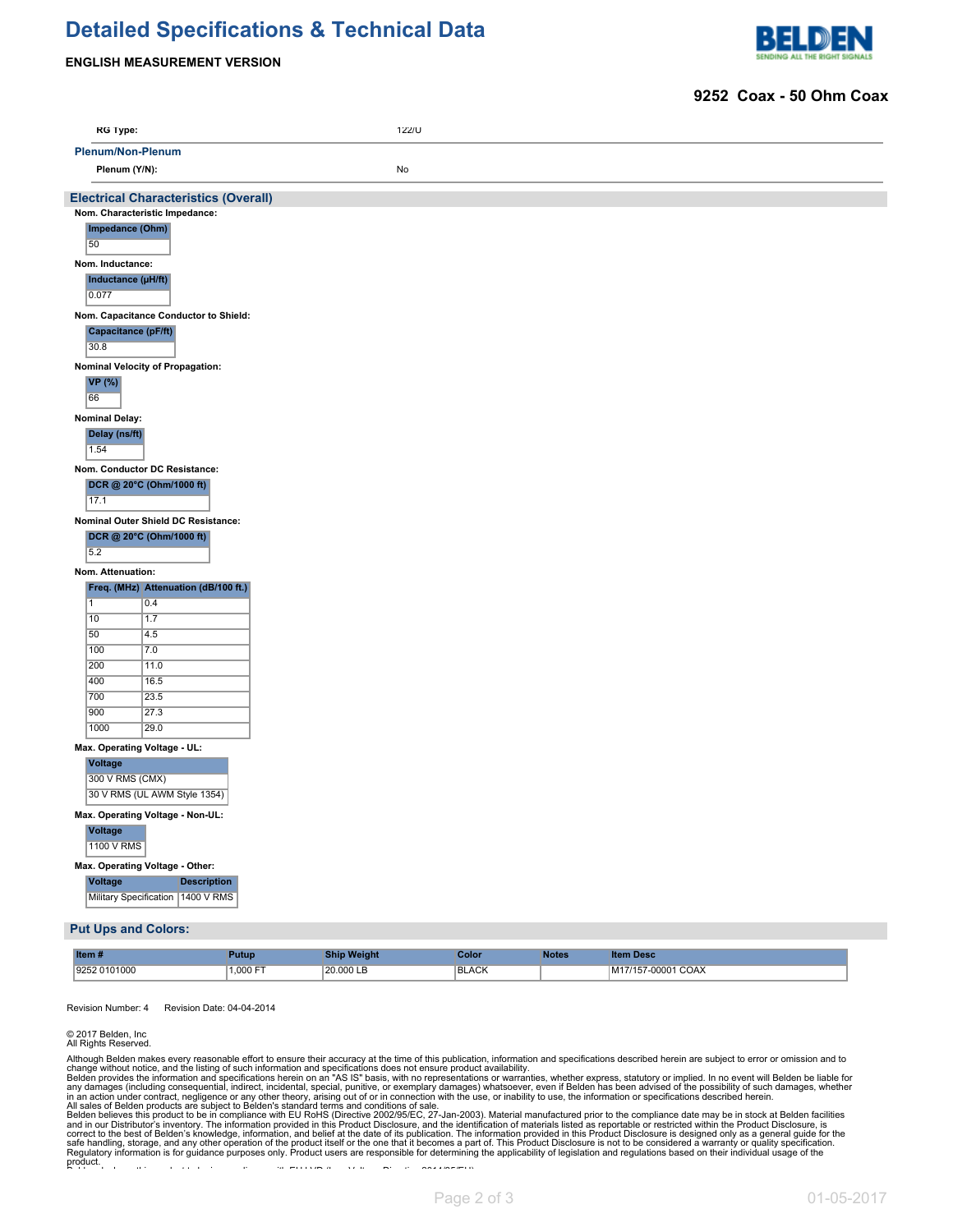# Detailed Specifications & Technical Data

**ENGLISH MEASUREMENT VERSION**

**9252 Coax - 50 Ohm Coax**

| | |
|---|---|
| **RG Type:** | 122/U |

**Plenum/Non-Plenum**

| | |
|---|---|
| **Plenum (Y/N):** | No |

## Electrical Characteristics (Overall)

**Nom. Characteristic Impedance:**

| Impedance (Ohm) |
|---|
| 50 |

**Nom. Inductance:**

| Inductance (µH/ft) |
|---|
| 0.077 |

**Nom. Capacitance Conductor to Shield:**

| Capacitance (pF/ft) |
|---|
| 30.8 |

**Nominal Velocity of Propagation:**

| VP (%) |
|---|
| 66 |

**Nominal Delay:**

| Delay (ns/ft) |
|---|
| 1.54 |

**Nom. Conductor DC Resistance:**

| DCR @ 20°C (Ohm/1000 ft) |
|---|
| 17.1 |

**Nominal Outer Shield DC Resistance:**

| DCR @ 20°C (Ohm/1000 ft) |
|---|
| 5.2 |

**Nom. Attenuation:**

| Freq. (MHz) | Attenuation (dB/100 ft.) |
|---|---|
| 1 | 0.4 |
| 10 | 1.7 |
| 50 | 4.5 |
| 100 | 7.0 |
| 200 | 11.0 |
| 400 | 16.5 |
| 700 | 23.5 |
| 900 | 27.3 |
| 1000 | 29.0 |

**Max. Operating Voltage - UL:**

| Voltage |
|---|
| 300 V RMS (CMX) |
| 30 V RMS (UL AWM Style 1354) |

**Max. Operating Voltage - Non-UL:**

| Voltage |
|---|
| 1100 V RMS |

**Max. Operating Voltage - Other:**

| Voltage | Description |
|---|---|
| Military Specification | 1400 V RMS |

## Put Ups and Colors:

| Item # | Putup | Ship Weight | Color | Notes | Item Desc |
|---|---|---|---|---|---|
| 9252 0101000 | 1,000 FT | 20.000 LB | BLACK | | M17/157-00001 COAX |

Revision Number: 4 Revision Date: 04-04-2014

© 2017 Belden, Inc
All Rights Reserved.

Although Belden makes every reasonable effort to ensure their accuracy at the time of this publication, information and specifications described herein are subject to error or omission and to change without notice, and the listing of such information and specifications does not ensure product availability.
Belden provides the information and specifications herein on an "AS IS" basis, with no representations or warranties, whether express, statutory or implied. In no event will Belden be liable for any damages (including consequential, indirect, incidental, special, punitive, or exemplary damages) whatsoever, even if Belden has been advised of the possibility of such damages, whether in an action under contract, negligence or any other theory, arising out of or in connection with the use, or inability to use, the information or specifications described herein.
All sales of Belden products are subject to Belden's standard terms and conditions of sale.
Belden believes this product to be in compliance with EU RoHS (Directive 2002/95/EC, 27-Jan-2003). Material manufactured prior to the compliance date may be in stock at Belden facilities and in our Distributor's inventory. The information provided in this Product Disclosure, and the identification of materials listed as reportable or restricted within the Product Disclosure, is correct to the best of Belden's knowledge, information, and belief at the date of its publication. The information provided in this Product Disclosure is designed only as a general guide for the safe handling, storage, and any other operation of the product itself or the one that it becomes a part of. This Product Disclosure is not to be considered a warranty or quality specification. Regulatory information is for guidance purposes only. Product users are responsible for determining the applicability of legislation and regulations based on their individual usage of the product.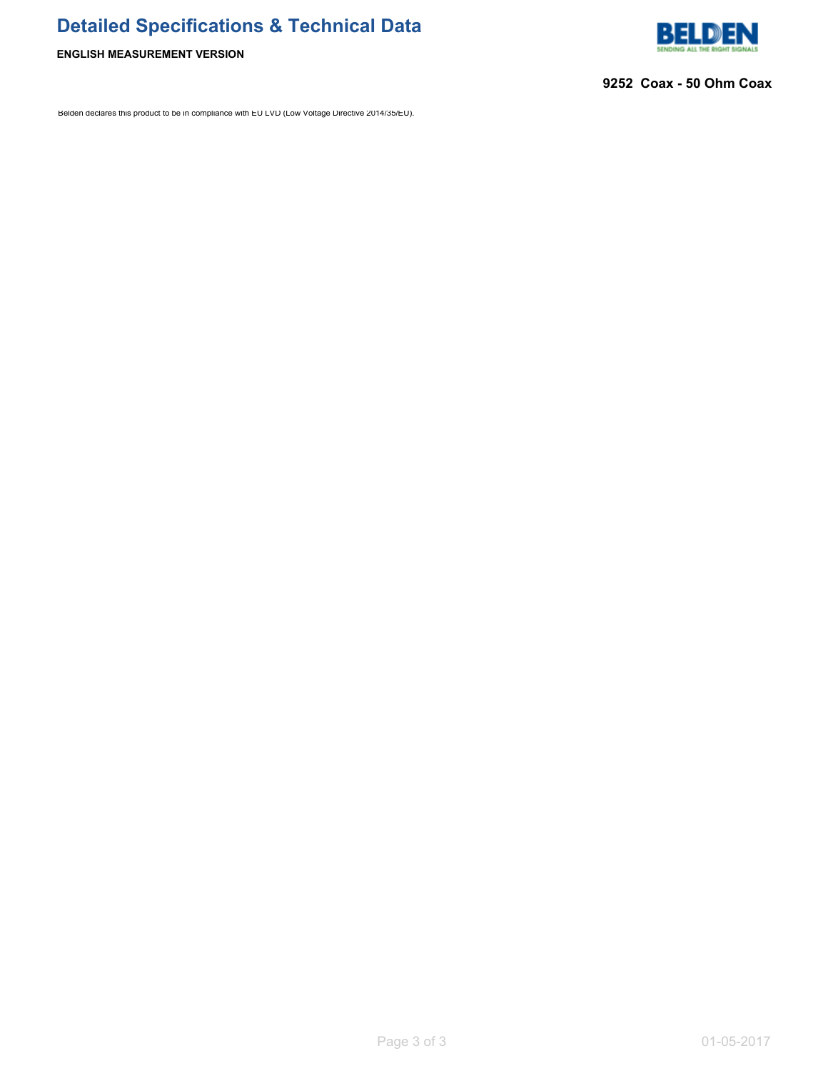Belden declares this product to be in compliance with EU LVD (Low Voltage Directive 2014/35/EU).